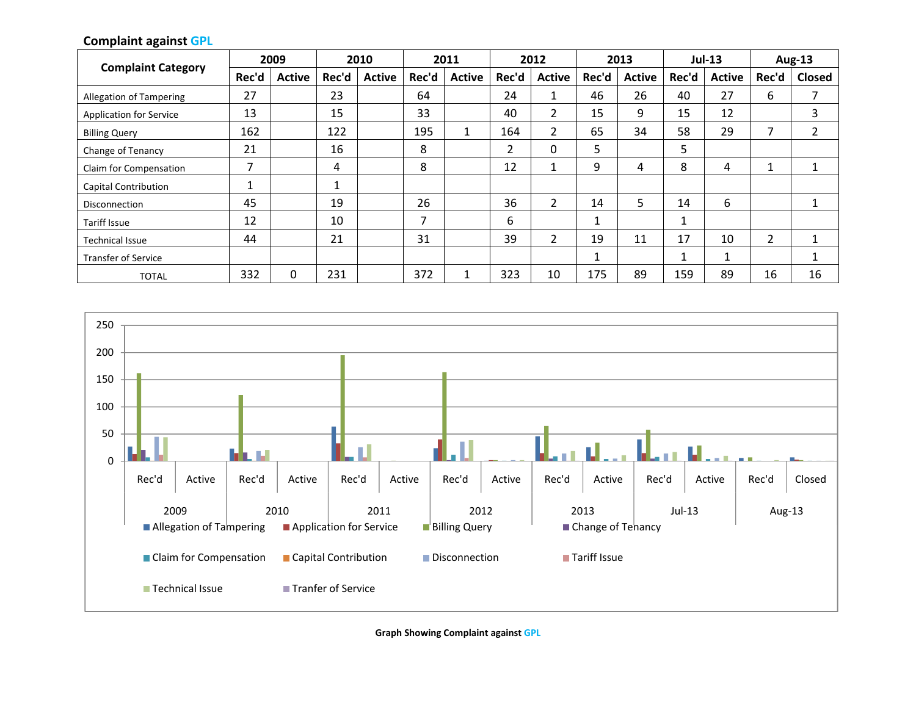**Complaint against GPL**

| Complaint Category | 2009 | | 2010 | | 2011 | | 2012 | | 2013 | | Jul-13 | | Aug-13 | |
|---|---|---|---|---|---|---|---|---|---|---|---|---|---|---|
| | Rec'd | Active | Rec'd | Active | Rec'd | Active | Rec'd | Active | Rec'd | Active | Rec'd | Active | Rec'd | Closed |
| Allegation of Tampering | 27 | | 23 | | 64 | | 24 | 1 | 46 | 26 | 40 | 27 | 6 | 7 |
| Application for Service | 13 | | 15 | | 33 | | 40 | 2 | 15 | 9 | 15 | 12 | | 3 |
| Billing Query | 162 | | 122 | | 195 | 1 | 164 | 2 | 65 | 34 | 58 | 29 | 7 | 2 |
| Change of Tenancy | 21 | | 16 | | 8 | | 2 | 0 | 5 | | 5 | | | |
| Claim for Compensation | 7 | | 4 | | 8 | | 12 | 1 | 9 | 4 | 8 | 4 | 1 | 1 |
| Capital Contribution | 1 | | 1 | | | | | | | | | | | |
| Disconnection | 45 | | 19 | | 26 | | 36 | 2 | 14 | 5 | 14 | 6 | | 1 |
| Tariff Issue | 12 | | 10 | | 7 | | 6 | | 1 | | 1 | | | |
| Technical Issue | 44 | | 21 | | 31 | | 39 | 2 | 19 | 11 | 17 | 10 | 2 | 1 |
| Transfer of Service | | | | | | | | | 1 | | 1 | 1 | | 1 |
| TOTAL | 332 | 0 | 231 | | 372 | 1 | 323 | 10 | 175 | 89 | 159 | 89 | 16 | 16 |

**Graph Showing Complaint against GPL**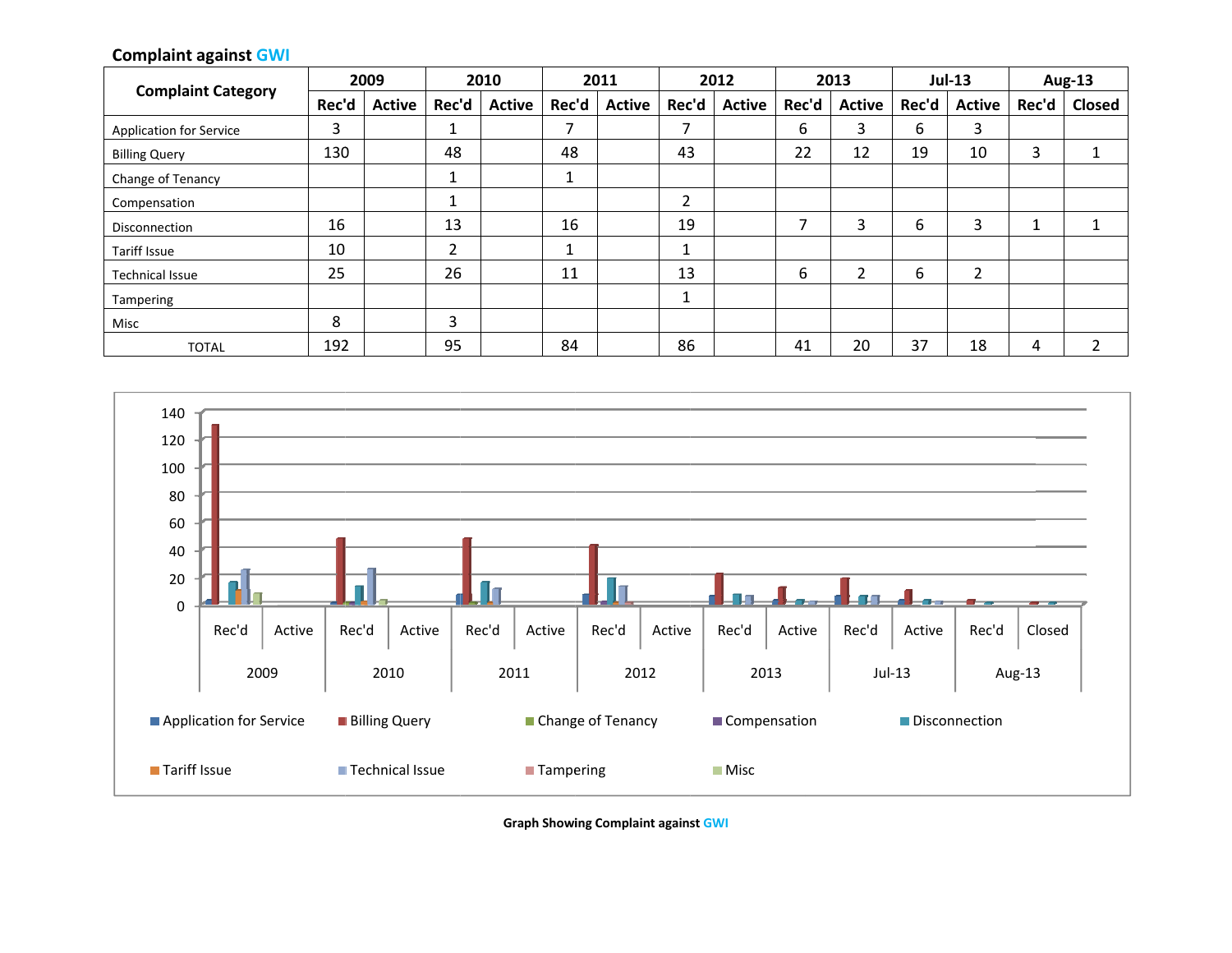**Complaint against GWI**

| Complaint Category | 2009 | | 2010 | | 2011 | | 2012 | | 2013 | | Jul-13 | | Aug-13 | |
|---|---|---|---|---|---|---|---|---|---|---|---|---|---|---|
| | Rec'd | Active | Rec'd | Active | Rec'd | Active | Rec'd | Active | Rec'd | Active | Rec'd | Active | Rec'd | Closed |
| Application for Service | 3 | | 1 | | 7 | | 7 | | 6 | 3 | 6 | 3 | | |
| Billing Query | 130 | | 48 | | 48 | | 43 | | 22 | 12 | 19 | 10 | 3 | 1 |
| Change of Tenancy | | | 1 | | 1 | | | | | | | | | |
| Compensation | | | 1 | | | | 2 | | | | | | | |
| Disconnection | 16 | | 13 | | 16 | | 19 | | 7 | 3 | 6 | 3 | 1 | 1 |
| Tariff Issue | 10 | | 2 | | 1 | | 1 | | | | | | | |
| Technical Issue | 25 | | 26 | | 11 | | 13 | | 6 | 2 | 6 | 2 | | |
| Tampering | | | | | | | 1 | | | | | | | |
| Misc | 8 | | 3 | | | | | | | | | | | |
| TOTAL | 192 | | 95 | | 84 | | 86 | | 41 | 20 | 37 | 18 | 4 | 2 |

**Graph Showing Complaint against GWI**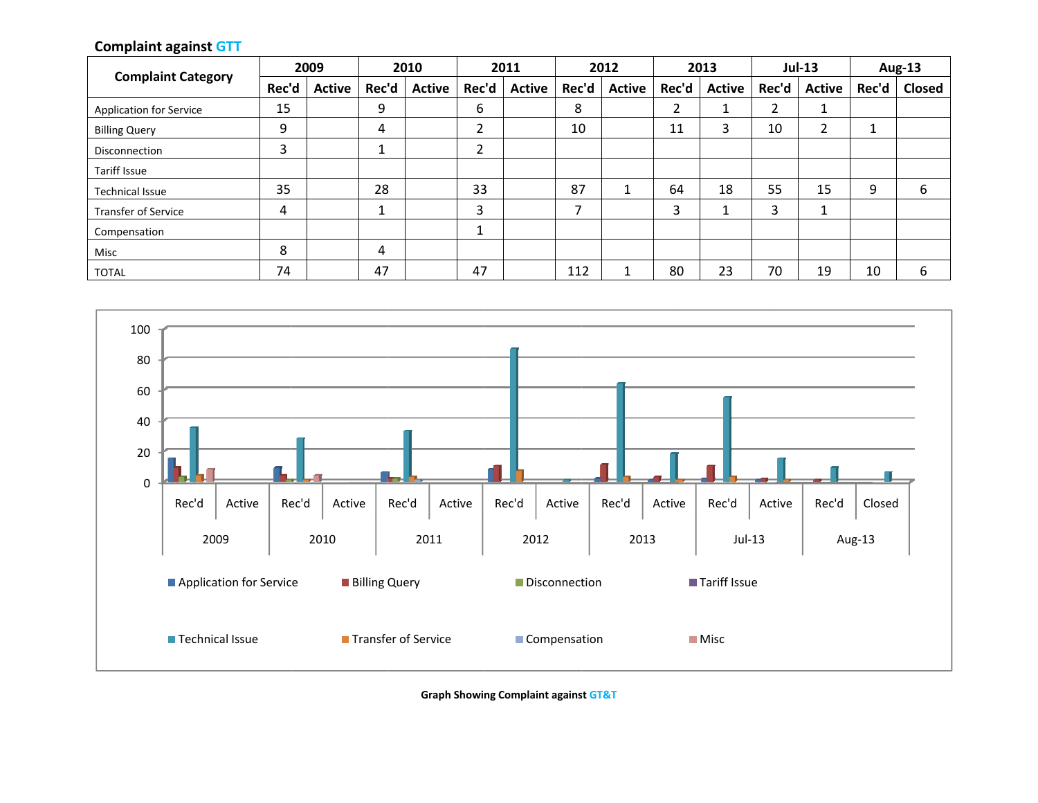**Complaint against GTT**

| Complaint Category | 2009 | | 2010 | | 2011 | | 2012 | | 2013 | | Jul-13 | | Aug-13 | |
|---|---|---|---|---|---|---|---|---|---|---|---|---|---|---|
| | Rec'd | Active | Rec'd | Active | Rec'd | Active | Rec'd | Active | Rec'd | Active | Rec'd | Active | Rec'd | Closed |
| Application for Service | 15 | | 9 | | 6 | | 8 | | 2 | 1 | 2 | 1 | | |
| Billing Query | 9 | | 4 | | 2 | | 10 | | 11 | 3 | 10 | 2 | 1 | |
| Disconnection | 3 | | 1 | | 2 | | | | | | | | | |
| Tariff Issue | | | | | | | | | | | | | | |
| Technical Issue | 35 | | 28 | | 33 | | 87 | 1 | 64 | 18 | 55 | 15 | 9 | 6 |
| Transfer of Service | 4 | | 1 | | 3 | | 7 | | 3 | 1 | 3 | 1 | | |
| Compensation | | | | | 1 | | | | | | | | | |
| Misc | 8 | | 4 | | | | | | | | | | | |
| TOTAL | 74 | | 47 | | 47 | | 112 | 1 | 80 | 23 | 70 | 19 | 10 | 6 |

**Graph Showing Complaint against GT&T**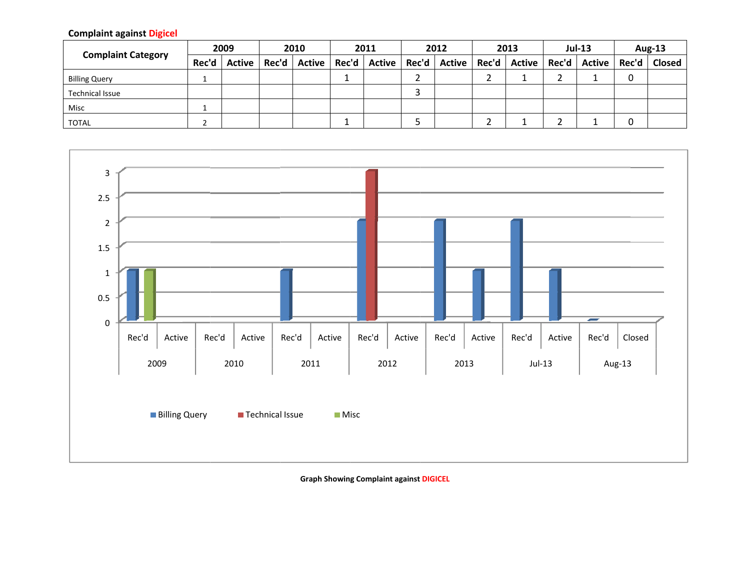**Complaint against Digicel**

| Complaint Category | 2009 | | 2010 | | 2011 | | 2012 | | 2013 | | Jul-13 | | Aug-13 | |
|---|---|---|---|---|---|---|---|---|---|---|---|---|---|---|
| | Rec'd | Active | Rec'd | Active | Rec'd | Active | Rec'd | Active | Rec'd | Active | Rec'd | Active | Rec'd | Closed |
| Billing Query | 1 | | | | 1 | | 2 | | 2 | 1 | 2 | 1 | 0 | |
| Technical Issue | | | | | | | 3 | | | | | | | |
| Misc | 1 | | | | | | | | | | | | | |
| TOTAL | 2 | | | | 1 | | 5 | | 2 | 1 | 2 | 1 | 0 | |

**Graph Showing Complaint against DIGICEL**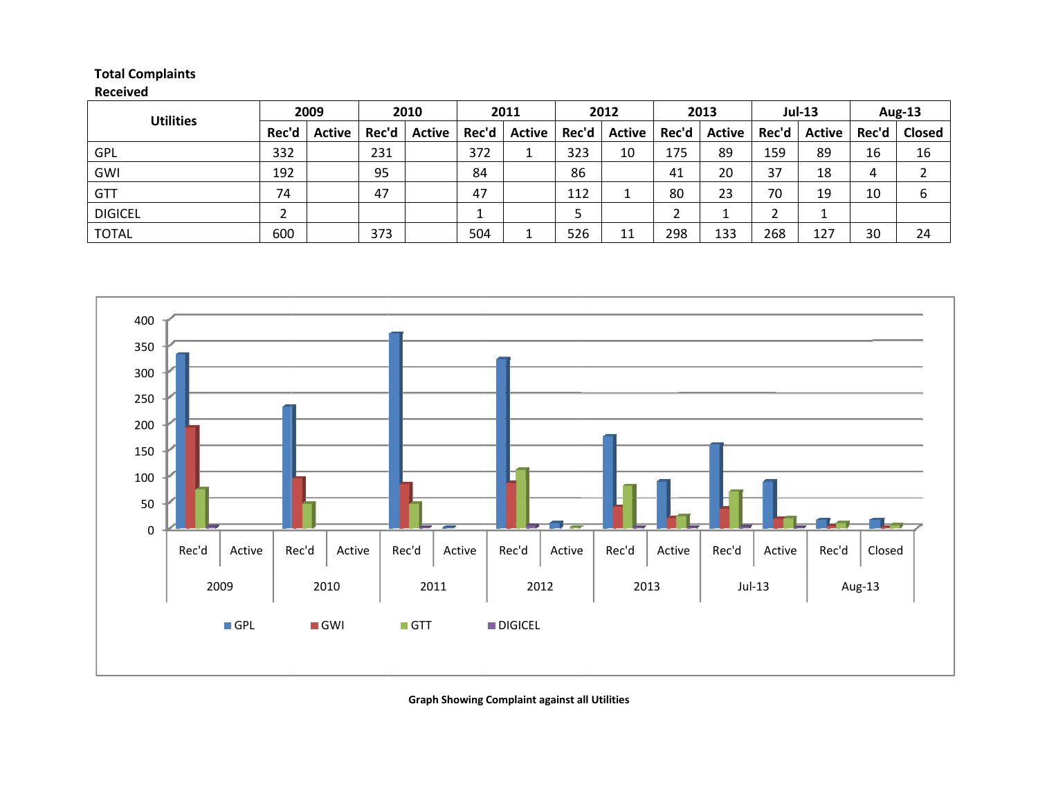**Total Complaints Received**

| Utilities | 2009 | | 2010 | | 2011 | | 2012 | | 2013 | | Jul-13 | | Aug-13 | |
|---|---|---|---|---|---|---|---|---|---|---|---|---|---|---|
| | Rec'd | Active | Rec'd | Active | Rec'd | Active | Rec'd | Active | Rec'd | Active | Rec'd | Active | Rec'd | Closed |
| GPL | 332 | | 231 | | 372 | 1 | 323 | 10 | 175 | 89 | 159 | 89 | 16 | 16 |
| GWI | 192 | | 95 | | 84 | | 86 | | 41 | 20 | 37 | 18 | 4 | 2 |
| GTT | 74 | | 47 | | 47 | | 112 | 1 | 80 | 23 | 70 | 19 | 10 | 6 |
| DIGICEL | 2 | | | | 1 | | 5 | | 2 | 1 | 2 | 1 | | |
| TOTAL | 600 | | 373 | | 504 | 1 | 526 | 11 | 298 | 133 | 268 | 127 | 30 | 24 |

400
350
300
250
200
150
100
50
0

Rec'd Active Rec'd Active Rec'd Active Rec'd Active Rec'd Active Rec'd Active Rec'd Closed

2009 2010 2011 2012 2013 Jul-13 Aug-13

GPL GWI GTT DIGICEL

**Graph Showing Complaint against all Utilities**